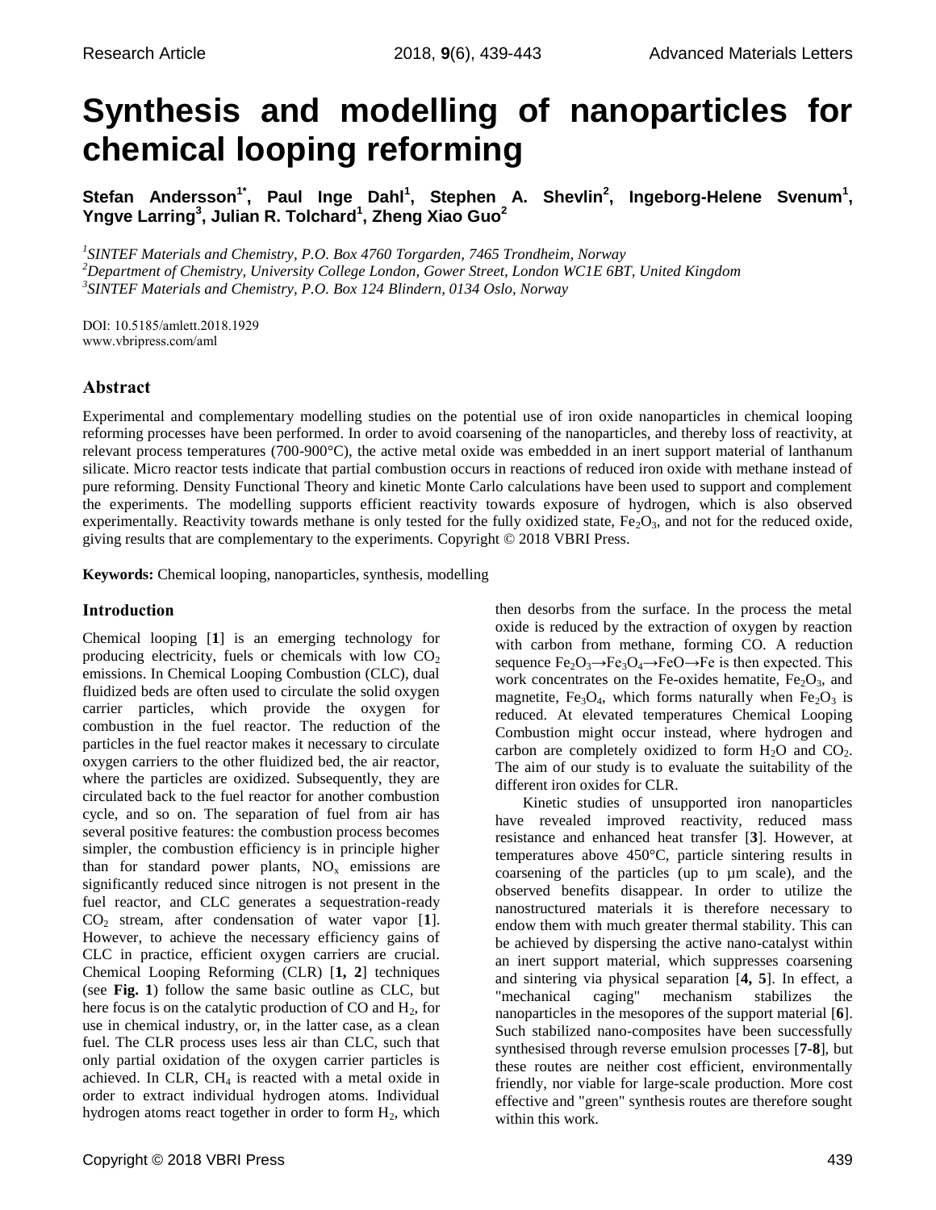# Synthesis and modelling of nanoparticles for chemical looping reforming

**Stefan Andersson[1*], Paul Inge Dahl[1], Stephen A. Shevlin[2], Ingeborg-Helene Svenum[1], Yngve Larring[3], Julian R. Tolchard[1], Zheng Xiao Guo[2]**

[1]*SINTEF Materials and Chemistry, P.O. Box 4760 Torgarden, 7465 Trondheim, Norway*
[2]*Department of Chemistry, University College London, Gower Street, London WC1E 6BT, United Kingdom*
[3]*SINTEF Materials and Chemistry, P.O. Box 124 Blindern, 0134 Oslo, Norway*

DOI: 10.5185/amlett.2018.1929
www.vbripress.com/aml

## Abstract

Experimental and complementary modelling studies on the potential use of iron oxide nanoparticles in chemical looping reforming processes have been performed. In order to avoid coarsening of the nanoparticles, and thereby loss of reactivity, at relevant process temperatures (700-900°C), the active metal oxide was embedded in an inert support material of lanthanum silicate. Micro reactor tests indicate that partial combustion occurs in reactions of reduced iron oxide with methane instead of pure reforming. Density Functional Theory and kinetic Monte Carlo calculations have been used to support and complement the experiments. The modelling supports efficient reactivity towards exposure of hydrogen, which is also observed experimentally. Reactivity towards methane is only tested for the fully oxidized state, $Fe_2O_3$, and not for the reduced oxide, giving results that are complementary to the experiments. Copyright © 2018 VBRI Press.

**Keywords:** Chemical looping, nanoparticles, synthesis, modelling

## Introduction

Chemical looping [**1**] is an emerging technology for producing electricity, fuels or chemicals with low $CO_2$ emissions. In Chemical Looping Combustion (CLC), dual fluidized beds are often used to circulate the solid oxygen carrier particles, which provide the oxygen for combustion in the fuel reactor. The reduction of the particles in the fuel reactor makes it necessary to circulate oxygen carriers to the other fluidized bed, the air reactor, where the particles are oxidized. Subsequently, they are circulated back to the fuel reactor for another combustion cycle, and so on. The separation of fuel from air has several positive features: the combustion process becomes simpler, the combustion efficiency is in principle higher than for standard power plants, $NO_x$ emissions are significantly reduced since nitrogen is not present in the fuel reactor, and CLC generates a sequestration-ready $CO_2$ stream, after condensation of water vapor [**1**]. However, to achieve the necessary efficiency gains of CLC in practice, efficient oxygen carriers are crucial. Chemical Looping Reforming (CLR) [**1, 2**] techniques (see **Fig. 1**) follow the same basic outline as CLC, but here focus is on the catalytic production of CO and $H_2$, for use in chemical industry, or, in the latter case, as a clean fuel. The CLR process uses less air than CLC, such that only partial oxidation of the oxygen carrier particles is achieved. In CLR, $CH_4$ is reacted with a metal oxide in order to extract individual hydrogen atoms. Individual hydrogen atoms react together in order to form $H_2$, which then desorbs from the surface. In the process the metal oxide is reduced by the extraction of oxygen by reaction with carbon from methane, forming CO. A reduction sequence $Fe_2O_3 \rightarrow Fe_3O_4 \rightarrow FeO \rightarrow Fe$ is then expected. This work concentrates on the Fe-oxides hematite, $Fe_2O_3$, and magnetite, $Fe_3O_4$, which forms naturally when $Fe_2O_3$ is reduced. At elevated temperatures Chemical Looping Combustion might occur instead, where hydrogen and carbon are completely oxidized to form $H_2O$ and $CO_2$. The aim of our study is to evaluate the suitability of the different iron oxides for CLR.

Kinetic studies of unsupported iron nanoparticles have revealed improved reactivity, reduced mass resistance and enhanced heat transfer [**3**]. However, at temperatures above 450°C, particle sintering results in coarsening of the particles (up to µm scale), and the observed benefits disappear. In order to utilize the nanostructured materials it is therefore necessary to endow them with much greater thermal stability. This can be achieved by dispersing the active nano-catalyst within an inert support material, which suppresses coarsening and sintering via physical separation [**4, 5**]. In effect, a "mechanical caging" mechanism stabilizes the nanoparticles in the mesopores of the support material [**6**]. Such stabilized nano-composites have been successfully synthesised through reverse emulsion processes [**7-8**], but these routes are neither cost efficient, environmentally friendly, nor viable for large-scale production. More cost effective and "green" synthesis routes are therefore sought within this work.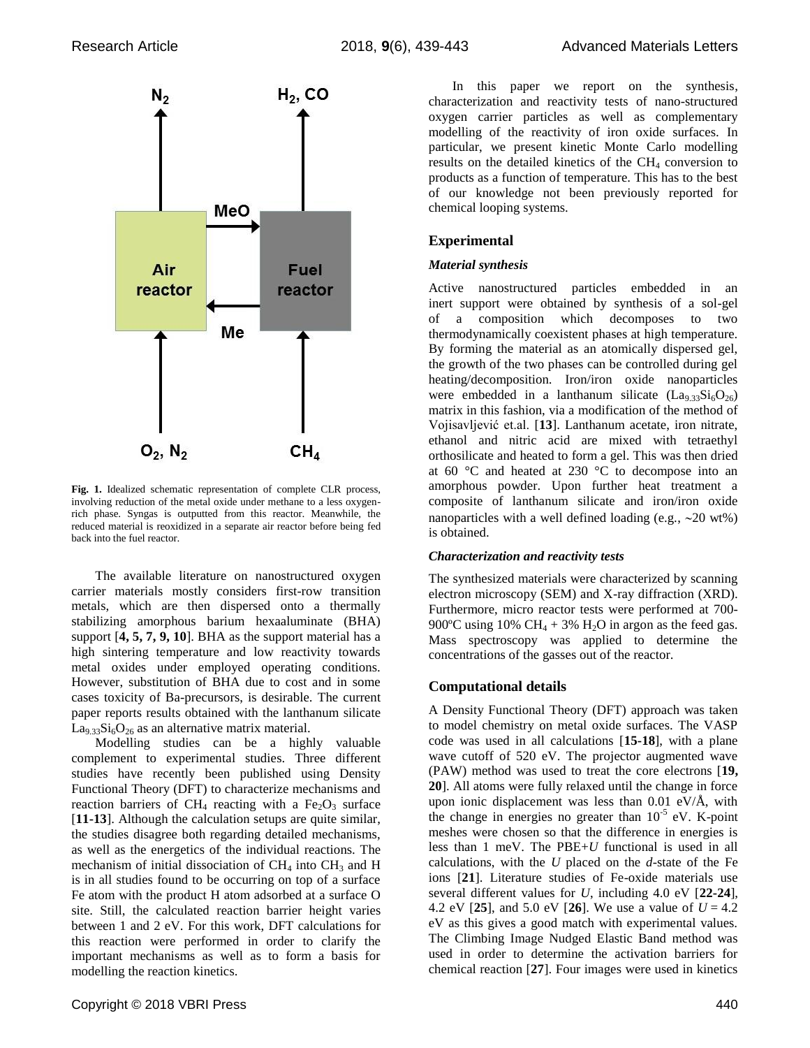**Fig. 1.** Idealized schematic representation of complete CLR process, involving reduction of the metal oxide under methane to a less oxygen-rich phase. Syngas is outputted from this reactor. Meanwhile, the reduced material is reoxidized in a separate air reactor before being fed back into the fuel reactor.

The available literature on nanostructured oxygen carrier materials mostly considers first-row transition metals, which are then dispersed onto a thermally stabilizing amorphous barium hexaaluminate (BHA) support [**4, 5, 7, 9, 10**]. BHA as the support material has a high sintering temperature and low reactivity towards metal oxides under employed operating conditions. However, substitution of BHA due to cost and in some cases toxicity of Ba-precursors, is desirable. The current paper reports results obtained with the lanthanum silicate $La_{9.33}Si_6O_{26}$ as an alternative matrix material.

Modelling studies can be a highly valuable complement to experimental studies. Three different studies have recently been published using Density Functional Theory (DFT) to characterize mechanisms and reaction barriers of $CH_4$ reacting with a $Fe_2O_3$ surface [**11-13**]. Although the calculation setups are quite similar, the studies disagree both regarding detailed mechanisms, as well as the energetics of the individual reactions. The mechanism of initial dissociation of $CH_4$ into $CH_3$ and H is in all studies found to be occurring on top of a surface Fe atom with the product H atom adsorbed at a surface O site. Still, the calculated reaction barrier height varies between 1 and 2 eV. For this work, DFT calculations for this reaction were performed in order to clarify the important mechanisms as well as to form a basis for modelling the reaction kinetics.

In this paper we report on the synthesis, characterization and reactivity tests of nano-structured oxygen carrier particles as well as complementary modelling of the reactivity of iron oxide surfaces. In particular, we present kinetic Monte Carlo modelling results on the detailed kinetics of the $CH_4$ conversion to products as a function of temperature. This has to the best of our knowledge not been previously reported for chemical looping systems.

## Experimental

### *Material synthesis*

Active nanostructured particles embedded in an inert support were obtained by synthesis of a sol-gel of a composition which decomposes to two thermodynamically coexistent phases at high temperature. By forming the material as an atomically dispersed gel, the growth of the two phases can be controlled during gel heating/decomposition. Iron/iron oxide nanoparticles were embedded in a lanthanum silicate ($La_{9.33}Si_6O_{26}$) matrix in this fashion, via a modification of the method of Vojisavljević et.al. [**13**]. Lanthanum acetate, iron nitrate, ethanol and nitric acid are mixed with tetraethyl orthosilicate and heated to form a gel. This was then dried at 60 °C and heated at 230 °C to decompose into an amorphous powder. Upon further heat treatment a composite of lanthanum silicate and iron/iron oxide nanoparticles with a well defined loading (e.g., ~20 wt%) is obtained.

### *Characterization and reactivity tests*

The synthesized materials were characterized by scanning electron microscopy (SEM) and X-ray diffraction (XRD). Furthermore, micro reactor tests were performed at 700-900ºC using 10% $CH_4$ + 3% $H_2O$ in argon as the feed gas. Mass spectroscopy was applied to determine the concentrations of the gasses out of the reactor.

## Computational details

A Density Functional Theory (DFT) approach was taken to model chemistry on metal oxide surfaces. The VASP code was used in all calculations [**15-18**], with a plane wave cutoff of 520 eV. The projector augmented wave (PAW) method was used to treat the core electrons [**19, 20**]. All atoms were fully relaxed until the change in force upon ionic displacement was less than 0.01 eV/Å, with the change in energies no greater than $10^{-5}$ eV. K-point meshes were chosen so that the difference in energies is less than 1 meV. The PBE+*U* functional is used in all calculations, with the *U* placed on the *d*-state of the Fe ions [**21**]. Literature studies of Fe-oxide materials use several different values for *U*, including 4.0 eV [**22-24**], 4.2 eV [**25**], and 5.0 eV [**26**]. We use a value of $U = 4.2$ eV as this gives a good match with experimental values. The Climbing Image Nudged Elastic Band method was used in order to determine the activation barriers for chemical reaction [**27**]. Four images were used in kinetics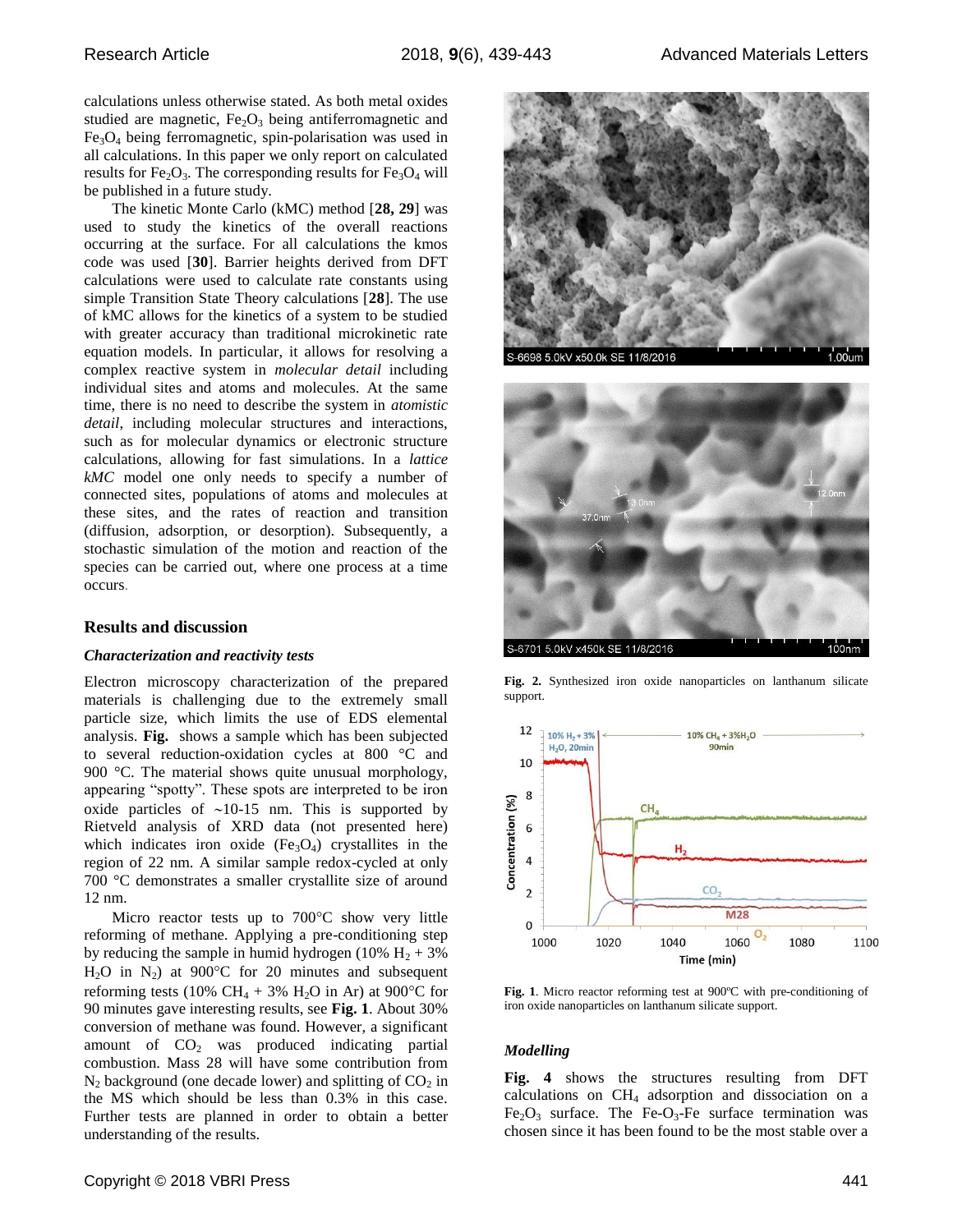calculations unless otherwise stated. As both metal oxides studied are magnetic, $Fe_2O_3$ being antiferromagnetic and $Fe_3O_4$ being ferromagnetic, spin-polarisation was used in all calculations. In this paper we only report on calculated results for $Fe_2O_3$. The corresponding results for $Fe_3O_4$ will be published in a future study.

The kinetic Monte Carlo (kMC) method [**28, 29**] was used to study the kinetics of the overall reactions occurring at the surface. For all calculations the kmos code was used [**30**]. Barrier heights derived from DFT calculations were used to calculate rate constants using simple Transition State Theory calculations [**28**]. The use of kMC allows for the kinetics of a system to be studied with greater accuracy than traditional microkinetic rate equation models. In particular, it allows for resolving a complex reactive system in *molecular detail* including individual sites and atoms and molecules. At the same time, there is no need to describe the system in *atomistic detail*, including molecular structures and interactions, such as for molecular dynamics or electronic structure calculations, allowing for fast simulations. In a *lattice kMC* model one only needs to specify a number of connected sites, populations of atoms and molecules at these sites, and the rates of reaction and transition (diffusion, adsorption, or desorption). Subsequently, a stochastic simulation of the motion and reaction of the species can be carried out, where one process at a time occurs.

## Results and discussion

### *Characterization and reactivity tests*

Electron microscopy characterization of the prepared materials is challenging due to the extremely small particle size, which limits the use of EDS elemental analysis. **Fig.** shows a sample which has been subjected to several reduction-oxidation cycles at 800 °C and 900 °C. The material shows quite unusual morphology, appearing "spotty". These spots are interpreted to be iron oxide particles of ~10-15 nm. This is supported by Rietveld analysis of XRD data (not presented here) which indicates iron oxide ($Fe_3O_4$) crystallites in the region of 22 nm. A similar sample redox-cycled at only 700 °C demonstrates a smaller crystallite size of around 12 nm.

Micro reactor tests up to 700°C show very little reforming of methane. Applying a pre-conditioning step by reducing the sample in humid hydrogen (10% $H_2$ + 3% $H_2O$ in $N_2$) at 900°C for 20 minutes and subsequent reforming tests (10% $CH_4$ + 3% $H_2O$ in Ar) at 900°C for 90 minutes gave interesting results, see **Fig. 1**. About 30% conversion of methane was found. However, a significant amount of $CO_2$ was produced indicating partial combustion. Mass 28 will have some contribution from $N_2$ background (one decade lower) and splitting of $CO_2$ in the MS which should be less than 0.3% in this case. Further tests are planned in order to obtain a better understanding of the results.

**Fig. 2.** Synthesized iron oxide nanoparticles on lanthanum silicate support.

**Fig. 1**. Micro reactor reforming test at 900ºC with pre-conditioning of iron oxide nanoparticles on lanthanum silicate support.

### *Modelling*

**Fig. 4** shows the structures resulting from DFT calculations on $CH_4$ adsorption and dissociation on a $Fe_2O_3$ surface. The Fe-$O_3$-Fe surface termination was chosen since it has been found to be the most stable over a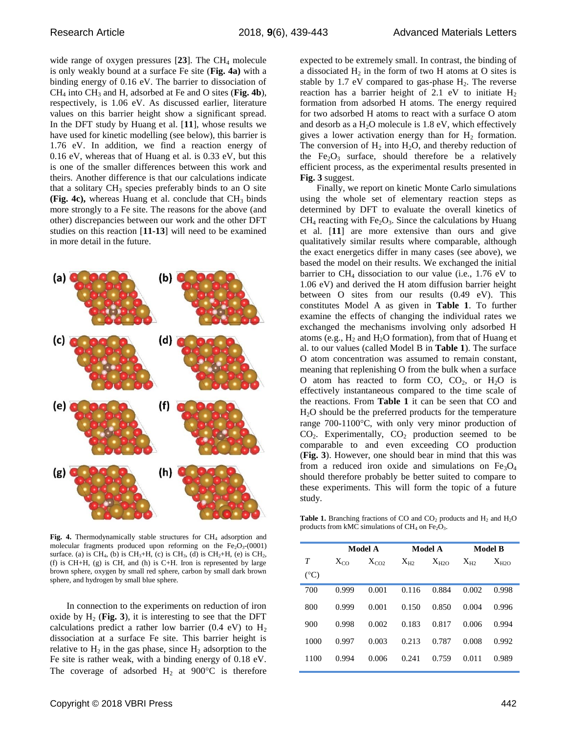wide range of oxygen pressures [**23**]. The $CH_4$ molecule is only weakly bound at a surface Fe site (**Fig. 4a)** with a binding energy of 0.16 eV. The barrier to dissociation of $CH_4$ into $CH_3$ and H, adsorbed at Fe and O sites (**Fig. 4b**), respectively, is 1.06 eV. As discussed earlier, literature values on this barrier height show a significant spread. In the DFT study by Huang et al. [**11**], whose results we have used for kinetic modelling (see below), this barrier is 1.76 eV. In addition, we find a reaction energy of 0.16 eV, whereas that of Huang et al. is 0.33 eV, but this is one of the smaller differences between this work and theirs. Another difference is that our calculations indicate that a solitary $CH_3$ species preferably binds to an O site **(Fig. 4c),** whereas Huang et al. conclude that $CH_3$ binds more strongly to a Fe site. The reasons for the above (and other) discrepancies between our work and the other DFT studies on this reaction [**11-13**] will need to be examined in more detail in the future.

**Fig. 4.** Thermodynamically stable structures for $CH_4$ adsorption and molecular fragments produced upon reforming on the $Fe_2O_3$-(0001) surface. (a) is $CH_4$, (b) is $CH_3$+H, (c) is $CH_3$, (d) is $CH_2$+H, (e) is $CH_2$, (f) is CH+H, (g) is CH, and (h) is C+H. Iron is represented by large brown sphere, oxygen by small red sphere, carbon by small dark brown sphere, and hydrogen by small blue sphere.

In connection to the experiments on reduction of iron oxide by $H_2$ (**Fig. 3**), it is interesting to see that the DFT calculations predict a rather low barrier (0.4 eV) to $H_2$ dissociation at a surface Fe site. This barrier height is relative to $H_2$ in the gas phase, since $H_2$ adsorption to the Fe site is rather weak, with a binding energy of 0.18 eV. The coverage of adsorbed $H_2$ at 900°C is therefore expected to be extremely small. In contrast, the binding of a dissociated $H_2$ in the form of two H atoms at O sites is stable by 1.7 eV compared to gas-phase $H_2$. The reverse reaction has a barrier height of 2.1 eV to initiate $H_2$ formation from adsorbed H atoms. The energy required for two adsorbed H atoms to react with a surface O atom and desorb as a $H_2O$ molecule is 1.8 eV, which effectively gives a lower activation energy than for $H_2$ formation. The conversion of $H_2$ into $H_2O$, and thereby reduction of the $Fe_2O_3$ surface, should therefore be a relatively efficient process, as the experimental results presented in **Fig. 3** suggest.

Finally, we report on kinetic Monte Carlo simulations using the whole set of elementary reaction steps as determined by DFT to evaluate the overall kinetics of $CH_4$ reacting with $Fe_2O_3$. Since the calculations by Huang et al. [**11**] are more extensive than ours and give qualitatively similar results where comparable, although the exact energetics differ in many cases (see above), we based the model on their results. We exchanged the initial barrier to $CH_4$ dissociation to our value (i.e., 1.76 eV to 1.06 eV) and derived the H atom diffusion barrier height between O sites from our results (0.49 eV). This constitutes Model A as given in **Table 1**. To further examine the effects of changing the individual rates we exchanged the mechanisms involving only adsorbed H atoms (e.g., $H_2$ and $H_2O$ formation), from that of Huang et al. to our values (called Model B in **Table 1**). The surface O atom concentration was assumed to remain constant, meaning that replenishing O from the bulk when a surface O atom has reacted to form CO, $CO_2$, or $H_2O$ is effectively instantaneous compared to the time scale of the reactions. From **Table 1** it can be seen that CO and $H_2O$ should be the preferred products for the temperature range 700-1100°C, with only very minor production of $CO_2$. Experimentally, $CO_2$ production seemed to be comparable to and even exceeding CO production (**Fig. 3**). However, one should bear in mind that this was from a reduced iron oxide and simulations on $Fe_3O_4$ should therefore probably be better suited to compare to these experiments. This will form the topic of a future study.

**Table 1.** Branching fractions of CO and $CO_2$ products and $H_2$ and $H_2O$ products from kMC simulations of $CH_4$ on $Fe_2O_3$.

| | Model A | | Model A | | Model B | |
|---|---|---|---|---|---|---|
| $T$ (°C) | $X_{CO}$ | $X_{CO2}$ | $X_{H2}$ | $X_{H2O}$ | $X_{H2}$ | $X_{H2O}$ |
| 700 | 0.999 | 0.001 | 0.116 | 0.884 | 0.002 | 0.998 |
| 800 | 0.999 | 0.001 | 0.150 | 0.850 | 0.004 | 0.996 |
| 900 | 0.998 | 0.002 | 0.183 | 0.817 | 0.006 | 0.994 |
| 1000 | 0.997 | 0.003 | 0.213 | 0.787 | 0.008 | 0.992 |
| 1100 | 0.994 | 0.006 | 0.241 | 0.759 | 0.011 | 0.989 |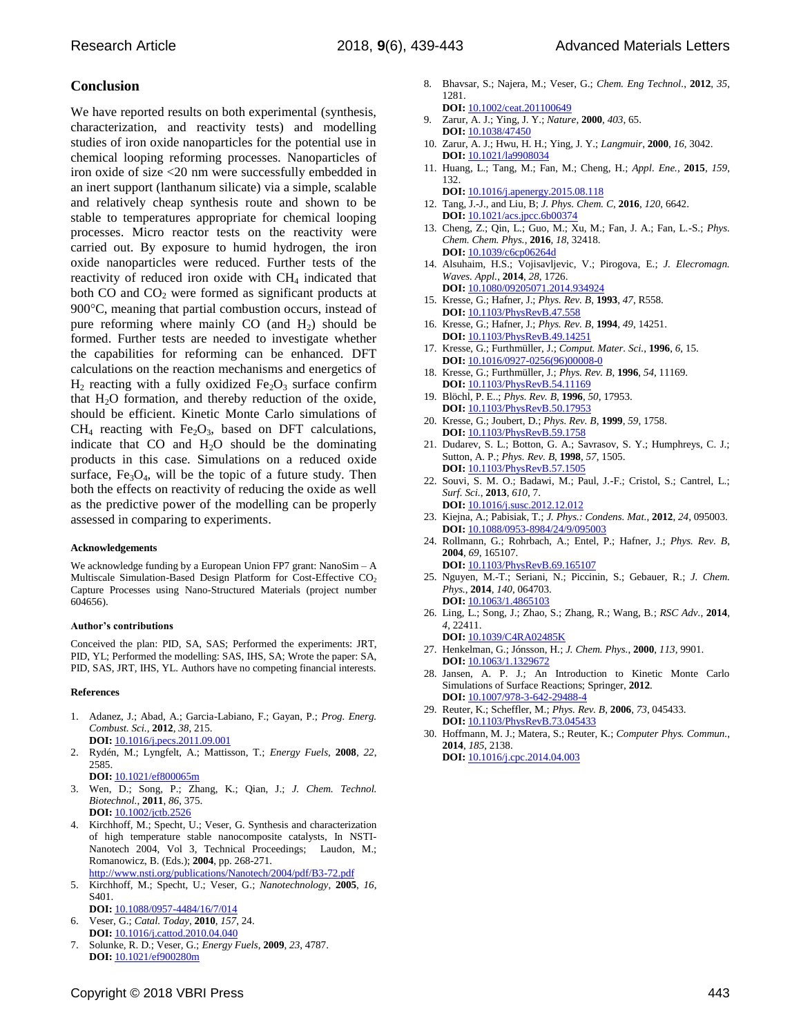## Conclusion

We have reported results on both experimental (synthesis, characterization, and reactivity tests) and modelling studies of iron oxide nanoparticles for the potential use in chemical looping reforming processes. Nanoparticles of iron oxide of size <20 nm were successfully embedded in an inert support (lanthanum silicate) via a simple, scalable and relatively cheap synthesis route and shown to be stable to temperatures appropriate for chemical looping processes. Micro reactor tests on the reactivity were carried out. By exposure to humid hydrogen, the iron oxide nanoparticles were reduced. Further tests of the reactivity of reduced iron oxide with $CH_4$ indicated that both CO and $CO_2$ were formed as significant products at 900°C, meaning that partial combustion occurs, instead of pure reforming where mainly CO (and $H_2$) should be formed. Further tests are needed to investigate whether the capabilities for reforming can be enhanced. DFT calculations on the reaction mechanisms and energetics of $H_2$ reacting with a fully oxidized $Fe_2O_3$ surface confirm that $H_2O$ formation, and thereby reduction of the oxide, should be efficient. Kinetic Monte Carlo simulations of $CH_4$ reacting with $Fe_2O_3$, based on DFT calculations, indicate that CO and $H_2O$ should be the dominating products in this case. Simulations on a reduced oxide surface, $Fe_3O_4$, will be the topic of a future study. Then both the effects on reactivity of reducing the oxide as well as the predictive power of the modelling can be properly assessed in comparing to experiments.

#### Acknowledgements

We acknowledge funding by a European Union FP7 grant: NanoSim – A Multiscale Simulation-Based Design Platform for Cost-Effective $CO_2$ Capture Processes using Nano-Structured Materials (project number 604656).

#### Author's contributions

Conceived the plan: PID, SA, SAS; Performed the experiments: JRT, PID, YL; Performed the modelling: SAS, IHS, SA; Wrote the paper: SA, PID, SAS, JRT, IHS, YL. Authors have no competing financial interests.

#### References

1. Adanez, J.; Abad, A.; Garcia-Labiano, F.; Gayan, P.; *Prog. Energ. Combust. Sci.*, **2012**, *38*, 215.
   **DOI:** 10.1016/j.pecs.2011.09.001
2. Rydén, M.; Lyngfelt, A.; Mattisson, T.; *Energy Fuels*, **2008**, *22*, 2585.
   **DOI:** 10.1021/ef800065m
3. Wen, D.; Song, P.; Zhang, K.; Qian, J.; *J. Chem. Technol. Biotechnol.*, **2011**, *86*, 375.
   **DOI:** 10.1002/jctb.2526
4. Kirchhoff, M.; Specht, U.; Veser, G. Synthesis and characterization of high temperature stable nanocomposite catalysts, In NSTI-Nanotech 2004, Vol 3, Technical Proceedings; Laudon, M.; Romanowicz, B. (Eds.); **2004**, pp. 268-271.
   http://www.nsti.org/publications/Nanotech/2004/pdf/B3-72.pdf
5. Kirchhoff, M.; Specht, U.; Veser, G.; *Nanotechnology*, **2005**, *16*, S401.
   **DOI:** 10.1088/0957-4484/16/7/014
6. Veser, G.; *Catal. Today*, **2010**, *157*, 24.
   **DOI:** 10.1016/j.cattod.2010.04.040
7. Solunke, R. D.; Veser, G.; *Energy Fuels*, **2009**, *23*, 4787.
   **DOI:** 10.1021/ef900280m
8. Bhavsar, S.; Najera, M.; Veser, G.; *Chem. Eng Technol.*, **2012**, *35*, 1281.
   **DOI:** 10.1002/ceat.201100649
9. Zarur, A. J.; Ying, J. Y.; *Nature*, **2000**, *403*, 65.
   **DOI:** 10.1038/47450
10. Zarur, A. J.; Hwu, H. H.; Ying, J. Y.; *Langmuir*, **2000**, *16*, 3042.
    **DOI:** 10.1021/la9908034
11. Huang, L.; Tang, M.; Fan, M.; Cheng, H.; *Appl. Ene.*, **2015**, *159*, 132.
    **DOI:** 10.1016/j.apenergy.2015.08.118
12. Tang, J.-J., and Liu, B; *J. Phys. Chem. C*, **2016**, *120*, 6642.
    **DOI:** 10.1021/acs.jpcc.6b00374
13. Cheng, Z.; Qin, L.; Guo, M.; Xu, M.; Fan, J. A.; Fan, L.-S.; *Phys. Chem. Chem. Phys.*, **2016**, *18*, 32418.
    **DOI:** 10.1039/c6cp06264d
14. Alsuhaim, H.S.; Vojisavljevic, V.; Pirogova, E.; *J. Elecromagn. Waves. Appl.*, **2014**, *28*, 1726.
    **DOI:** 10.1080/09205071.2014.934924
15. Kresse, G.; Hafner, J.; *Phys. Rev. B*, **1993**, *47*, R558.
    **DOI:** 10.1103/PhysRevB.47.558
16. Kresse, G.; Hafner, J.; *Phys. Rev. B*, **1994**, *49*, 14251.
    **DOI:** 10.1103/PhysRevB.49.14251
17. Kresse, G.; Furthmüller, J.; *Comput. Mater. Sci.*, **1996**, *6*, 15.
    **DOI:** 10.1016/0927-0256(96)00008-0
18. Kresse, G.; Furthmüller, J.; *Phys. Rev. B*, **1996**, *54*, 11169.
    **DOI:** 10.1103/PhysRevB.54.11169
19. Blöchl, P. E..; *Phys. Rev. B*, **1996**, *50*, 17953.
    **DOI:** 10.1103/PhysRevB.50.17953
20. Kresse, G.; Joubert, D.; *Phys. Rev. B*, **1999**, *59*, 1758.
    **DOI:** 10.1103/PhysRevB.59.1758
21. Dudarev, S. L.; Botton, G. A.; Savrasov, S. Y.; Humphreys, C. J.; Sutton, A. P.; *Phys. Rev. B*, **1998**, *57*, 1505.
    **DOI:** 10.1103/PhysRevB.57.1505
22. Souvi, S. M. O.; Badawi, M.; Paul, J.-F.; Cristol, S.; Cantrel, L.; *Surf. Sci.*, **2013**, *610*, 7.
    **DOI:** 10.1016/j.susc.2012.12.012
23. Kiejna, A.; Pabisiak, T.; *J. Phys.: Condens. Mat.*, **2012**, *24*, 095003.
    **DOI:** 10.1088/0953-8984/24/9/095003
24. Rollmann, G.; Rohrbach, A.; Entel, P.; Hafner, J.; *Phys. Rev. B*, **2004**, *69*, 165107.
    **DOI:** 10.1103/PhysRevB.69.165107
25. Nguyen, M.-T.; Seriani, N.; Piccinin, S.; Gebauer, R.; *J. Chem. Phys.*, **2014**, *140*, 064703.
    **DOI:** 10.1063/1.4865103
26. Ling, L.; Song, J.; Zhao, S.; Zhang, R.; Wang, B.; *RSC Adv.*, **2014**, *4*, 22411.
    **DOI:** 10.1039/C4RA02485K
27. Henkelman, G.; Jónsson, H.; *J. Chem. Phys.*, **2000**, *113*, 9901.
    **DOI:** 10.1063/1.1329672
28. Jansen, A. P. J.; An Introduction to Kinetic Monte Carlo Simulations of Surface Reactions; Springer, **2012**.
    **DOI:** 10.1007/978-3-642-29488-4
29. Reuter, K.; Scheffler, M.; *Phys. Rev. B*, **2006**, *73*, 045433.
    **DOI:** 10.1103/PhysRevB.73.045433
30. Hoffmann, M. J.; Matera, S.; Reuter, K.; *Computer Phys. Commun.*, **2014**, *185*, 2138.
    **DOI:** 10.1016/j.cpc.2014.04.003